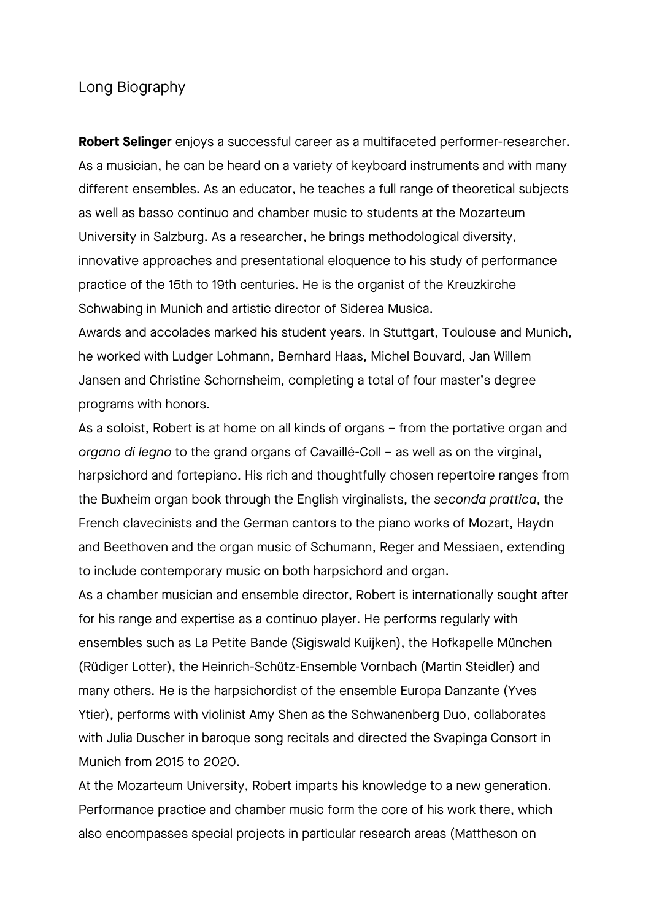## Long Biography

**Robert Selinger** enjoys a successful career as a multifaceted performer-researcher. As a musician, he can be heard on a variety of keyboard instruments and with many different ensembles. As an educator, he teaches a full range of theoretical subjects as well as basso continuo and chamber music to students at the Mozarteum University in Salzburg. As a researcher, he brings methodological diversity, innovative approaches and presentational eloquence to his study of performance practice of the 15th to 19th centuries. He is the organist of the Kreuzkirche Schwabing in Munich and artistic director of Siderea Musica.

Awards and accolades marked his student years. In Stuttgart, Toulouse and Munich, he worked with Ludger Lohmann, Bernhard Haas, Michel Bouvard, Jan Willem Jansen and Christine Schornsheim, completing a total of four master's degree programs with honors.

As a soloist, Robert is at home on all kinds of organs – from the portative organ and *organo di legno* to the grand organs of Cavaillé-Coll – as well as on the virginal, harpsichord and fortepiano. His rich and thoughtfully chosen repertoire ranges from the Buxheim organ book through the English virginalists, the *seconda prattica*, the French clavecinists and the German cantors to the piano works of Mozart, Haydn and Beethoven and the organ music of Schumann, Reger and Messiaen, extending to include contemporary music on both harpsichord and organ.

As a chamber musician and ensemble director, Robert is internationally sought after for his range and expertise as a continuo player. He performs regularly with ensembles such as La Petite Bande (Sigiswald Kuijken), the Hofkapelle München (Rüdiger Lotter), the Heinrich-Schütz-Ensemble Vornbach (Martin Steidler) and many others. He is the harpsichordist of the ensemble Europa Danzante (Yves Ytier), performs with violinist Amy Shen as the Schwanenberg Duo, collaborates with Julia Duscher in baroque song recitals and directed the Svapinga Consort in Munich from 2015 to 2020.

At the Mozarteum University, Robert imparts his knowledge to a new generation. Performance practice and chamber music form the core of his work there, which also encompasses special projects in particular research areas (Mattheson on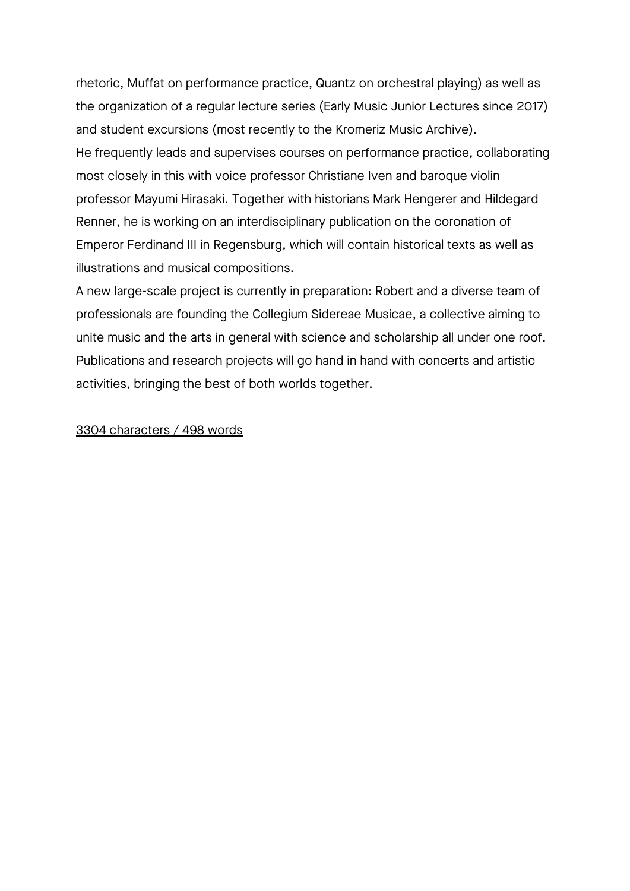rhetoric, Muffat on performance practice, Quantz on orchestral playing) as well as the organization of a regular lecture series (Early Music Junior Lectures since 2017) and student excursions (most recently to the Kromeriz Music Archive).

He frequently leads and supervises courses on performance practice, collaborating most closely in this with voice professor Christiane Iven and baroque violin professor Mayumi Hirasaki. Together with historians Mark Hengerer and Hildegard Renner, he is working on an interdisciplinary publication on the coronation of Emperor Ferdinand III in Regensburg, which will contain historical texts as well as illustrations and musical compositions.

A new large-scale project is currently in preparation: Robert and a diverse team of professionals are founding the Collegium Sidereae Musicae, a collective aiming to unite music and the arts in general with science and scholarship all under one roof. Publications and research projects will go hand in hand with concerts and artistic activities, bringing the best of both worlds together.

3304 characters / 498 words